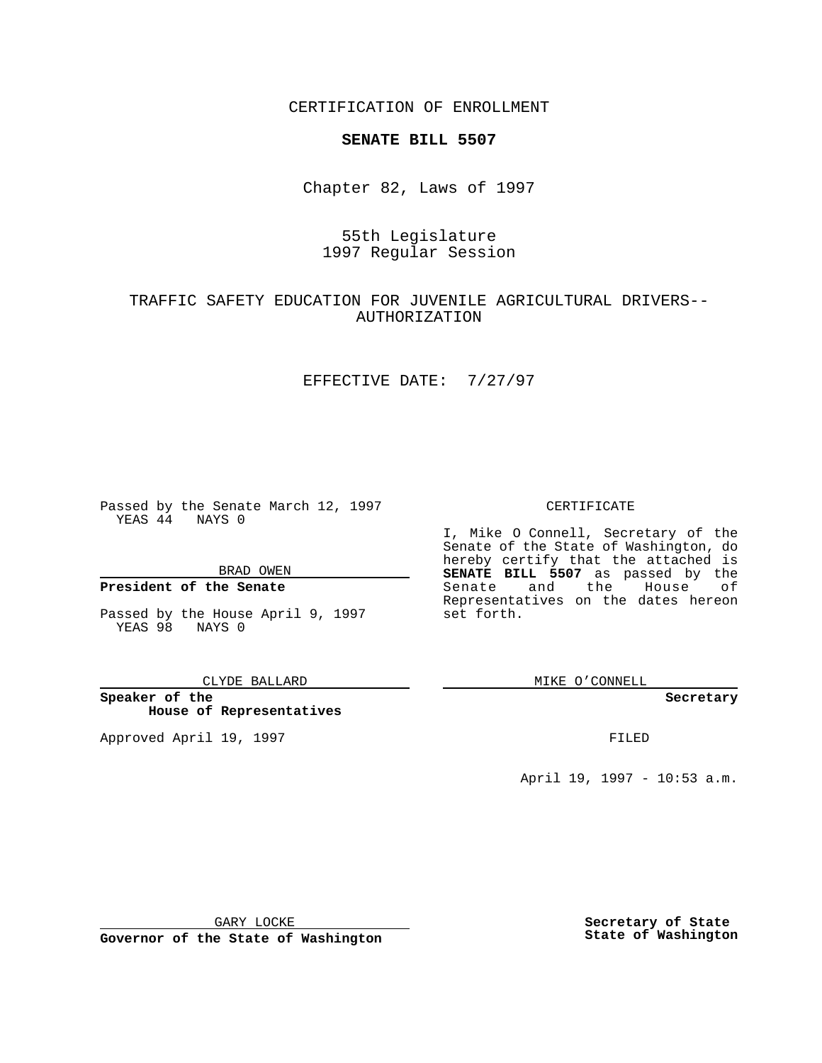CERTIFICATION OF ENROLLMENT

**SENATE BILL 5507**

Chapter 82, Laws of 1997

55th Legislature
1997 Regular Session

TRAFFIC SAFETY EDUCATION FOR JUVENILE AGRICULTURAL DRIVERS--AUTHORIZATION

EFFECTIVE DATE: 7/27/97

Passed by the Senate March 12, 1997
YEAS 44 NAYS 0

BRAD OWEN

**President of the Senate**

Passed by the House April 9, 1997
YEAS 98 NAYS 0

CLYDE BALLARD

**Speaker of the House of Representatives**

Approved April 19, 1997

GARY LOCKE

**Governor of the State of Washington**

CERTIFICATE

I, Mike O Connell, Secretary of the Senate of the State of Washington, do hereby certify that the attached is **SENATE BILL 5507** as passed by the Senate and the House of Representatives on the dates hereon set forth.

MIKE O'CONNELL

**Secretary**

FILED

April 19, 1997 - 10:53 a.m.

**Secretary of State State of Washington**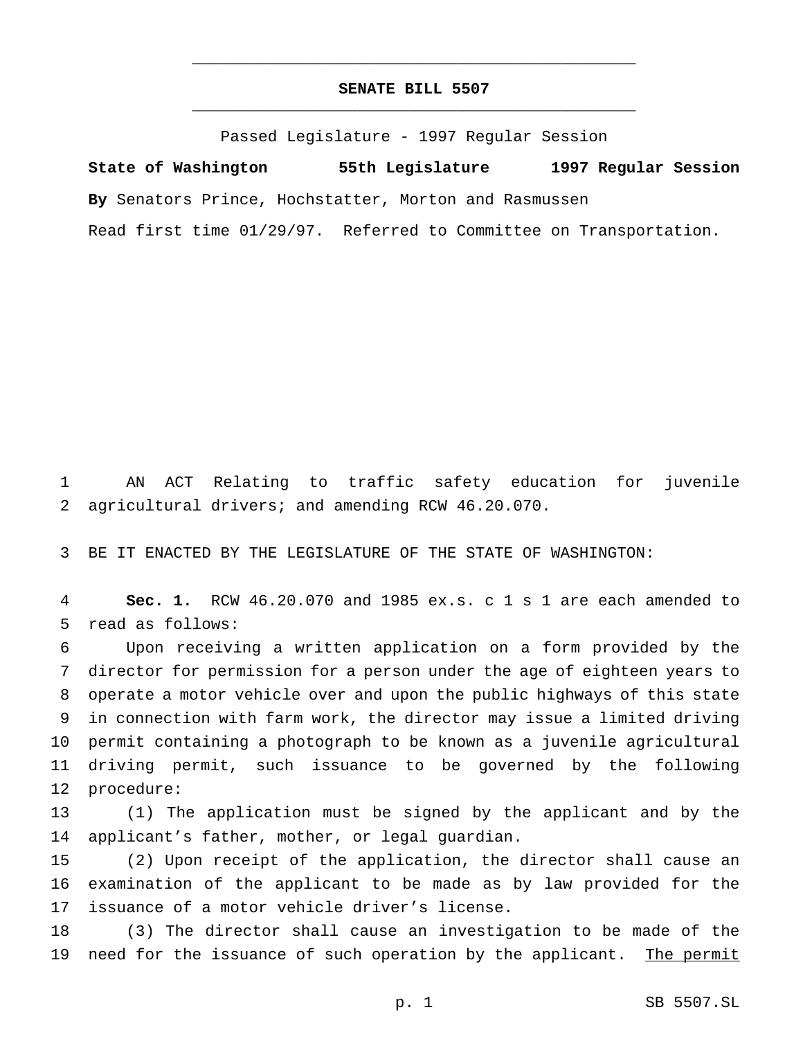# SENATE BILL 5507

Passed Legislature - 1997 Regular Session

**State of Washington 55th Legislature 1997 Regular Session**

**By** Senators Prince, Hochstatter, Morton and Rasmussen

Read first time 01/29/97. Referred to Committee on Transportation.

1 AN ACT Relating to traffic safety education for juvenile
2 agricultural drivers; and amending RCW 46.20.070.

3 BE IT ENACTED BY THE LEGISLATURE OF THE STATE OF WASHINGTON:

4 **Sec. 1.** RCW 46.20.070 and 1985 ex.s. c 1 s 1 are each amended to
5 read as follows:

6 Upon receiving a written application on a form provided by the
7 director for permission for a person under the age of eighteen years to
8 operate a motor vehicle over and upon the public highways of this state
9 in connection with farm work, the director may issue a limited driving
10 permit containing a photograph to be known as a juvenile agricultural
11 driving permit, such issuance to be governed by the following
12 procedure:

13 (1) The application must be signed by the applicant and by the
14 applicant's father, mother, or legal guardian.

15 (2) Upon receipt of the application, the director shall cause an
16 examination of the applicant to be made as by law provided for the
17 issuance of a motor vehicle driver's license.

18 (3) The director shall cause an investigation to be made of the
19 need for the issuance of such operation by the applicant. <u>The permit</u>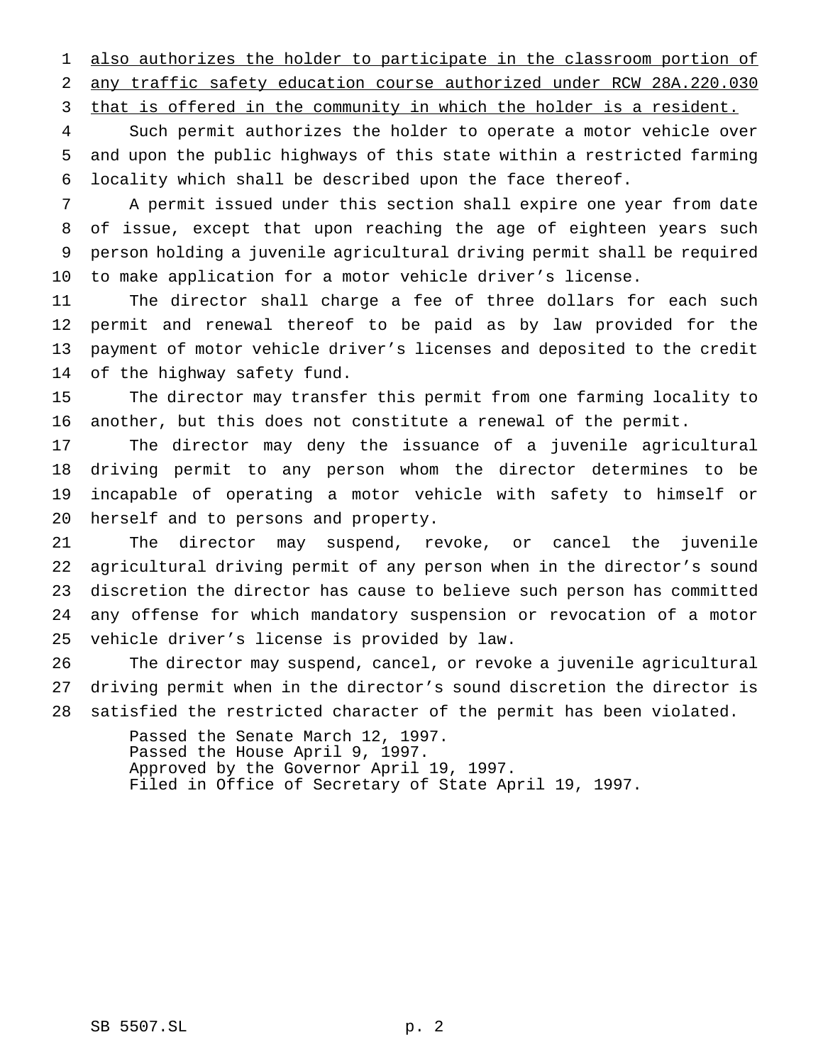also authorizes the holder to participate in the classroom portion of any traffic safety education course authorized under RCW 28A.220.030 that is offered in the community in which the holder is a resident.

Such permit authorizes the holder to operate a motor vehicle over and upon the public highways of this state within a restricted farming locality which shall be described upon the face thereof.

A permit issued under this section shall expire one year from date of issue, except that upon reaching the age of eighteen years such person holding a juvenile agricultural driving permit shall be required to make application for a motor vehicle driver's license.

The director shall charge a fee of three dollars for each such permit and renewal thereof to be paid as by law provided for the payment of motor vehicle driver's licenses and deposited to the credit of the highway safety fund.

The director may transfer this permit from one farming locality to another, but this does not constitute a renewal of the permit.

The director may deny the issuance of a juvenile agricultural driving permit to any person whom the director determines to be incapable of operating a motor vehicle with safety to himself or herself and to persons and property.

The director may suspend, revoke, or cancel the juvenile agricultural driving permit of any person when in the director's sound discretion the director has cause to believe such person has committed any offense for which mandatory suspension or revocation of a motor vehicle driver's license is provided by law.

The director may suspend, cancel, or revoke a juvenile agricultural driving permit when in the director's sound discretion the director is satisfied the restricted character of the permit has been violated.

Passed the Senate March 12, 1997.
Passed the House April 9, 1997.
Approved by the Governor April 19, 1997.
Filed in Office of Secretary of State April 19, 1997.